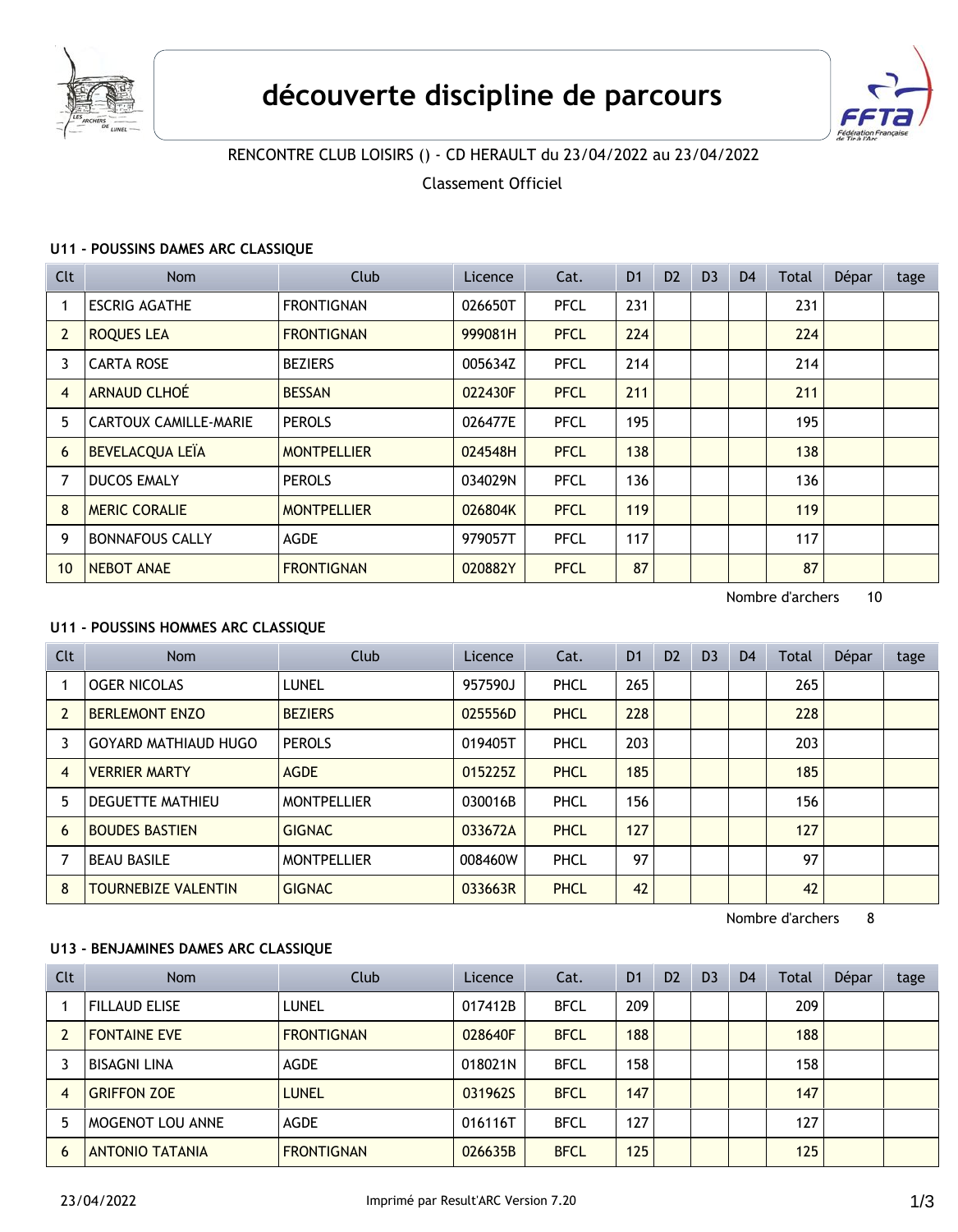# découverte discipline de parcours

RENCONTRE CLUB LOISIRS () - CD HERAULT du 23/04/2022 au 23/04/2022

Classement Officiel

### U11 - POUSSINS DAMES ARC CLASSIQUE

| Clt | Nom | Club | Licence | Cat. | D1 | D2 | D3 | D4 | Total | Dépar | tage |
|---|---|---|---|---|---|---|---|---|---|---|---|
| 1 | ESCRIG AGATHE | FRONTIGNAN | 026650T | PFCL | 231 | | | | 231 | | |
| 2 | ROQUES LEA | FRONTIGNAN | 999081H | PFCL | 224 | | | | 224 | | |
| 3 | CARTA ROSE | BEZIERS | 005634Z | PFCL | 214 | | | | 214 | | |
| 4 | ARNAUD CLHOÉ | BESSAN | 022430F | PFCL | 211 | | | | 211 | | |
| 5 | CARTOUX CAMILLE-MARIE | PEROLS | 026477E | PFCL | 195 | | | | 195 | | |
| 6 | BEVELACQUA LEÏA | MONTPELLIER | 024548H | PFCL | 138 | | | | 138 | | |
| 7 | DUCOS EMALY | PEROLS | 034029N | PFCL | 136 | | | | 136 | | |
| 8 | MERIC CORALIE | MONTPELLIER | 026804K | PFCL | 119 | | | | 119 | | |
| 9 | BONNAFOUS CALLY | AGDE | 979057T | PFCL | 117 | | | | 117 | | |
| 10 | NEBOT ANAE | FRONTIGNAN | 020882Y | PFCL | 87 | | | | 87 | | |

Nombre d'archers 10

### U11 - POUSSINS HOMMES ARC CLASSIQUE

| Clt | Nom | Club | Licence | Cat. | D1 | D2 | D3 | D4 | Total | Dépar | tage |
|---|---|---|---|---|---|---|---|---|---|---|---|
| 1 | OGER NICOLAS | LUNEL | 957590J | PHCL | 265 | | | | 265 | | |
| 2 | BERLEMONT ENZO | BEZIERS | 025556D | PHCL | 228 | | | | 228 | | |
| 3 | GOYARD MATHIAUD HUGO | PEROLS | 019405T | PHCL | 203 | | | | 203 | | |
| 4 | VERRIER MARTY | AGDE | 015225Z | PHCL | 185 | | | | 185 | | |
| 5 | DEGUETTE MATHIEU | MONTPELLIER | 030016B | PHCL | 156 | | | | 156 | | |
| 6 | BOUDES BASTIEN | GIGNAC | 033672A | PHCL | 127 | | | | 127 | | |
| 7 | BEAU BASILE | MONTPELLIER | 008460W | PHCL | 97 | | | | 97 | | |
| 8 | TOURNEBIZE VALENTIN | GIGNAC | 033663R | PHCL | 42 | | | | 42 | | |

Nombre d'archers 8

### U13 - BENJAMINES DAMES ARC CLASSIQUE

| Clt | Nom | Club | Licence | Cat. | D1 | D2 | D3 | D4 | Total | Dépar | tage |
|---|---|---|---|---|---|---|---|---|---|---|---|
| 1 | FILLAUD ELISE | LUNEL | 017412B | BFCL | 209 | | | | 209 | | |
| 2 | FONTAINE EVE | FRONTIGNAN | 028640F | BFCL | 188 | | | | 188 | | |
| 3 | BISAGNI LINA | AGDE | 018021N | BFCL | 158 | | | | 158 | | |
| 4 | GRIFFON ZOE | LUNEL | 031962S | BFCL | 147 | | | | 147 | | |
| 5 | MOGENOT LOU ANNE | AGDE | 016116T | BFCL | 127 | | | | 127 | | |
| 6 | ANTONIO TATANIA | FRONTIGNAN | 026635B | BFCL | 125 | | | | 125 | | |

23/04/2022 Imprimé par Result'ARC Version 7.20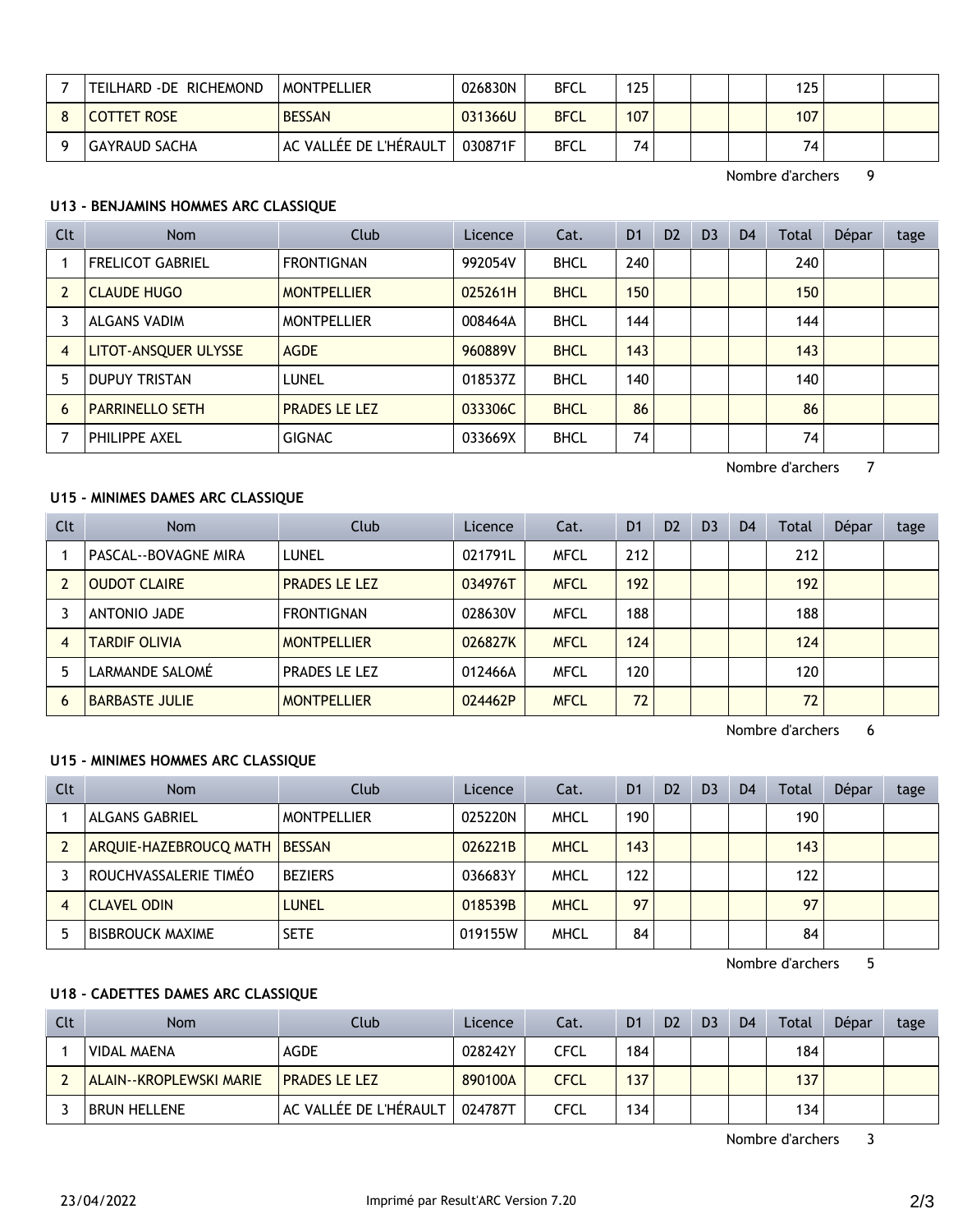| 7 | TEILHARD -DE RICHEMOND | MONTPELLIER | 026830N | BFCL | 125 | | | | 125 | | |
|---|---|---|---|---|---|---|---|---|---|---|---|
| 8 | COTTET ROSE | BESSAN | 031366U | BFCL | 107 | | | | 107 | | |
| 9 | GAYRAUD SACHA | AC VALLÉE DE L'HÉRAULT | 030871F | BFCL | 74 | | | | 74 | | |

Nombre d'archers 9

**U13 - BENJAMINS HOMMES ARC CLASSIQUE**

| Clt | Nom | Club | Licence | Cat. | D1 | D2 | D3 | D4 | Total | Dépar | tage |
|---|---|---|---|---|---|---|---|---|---|---|---|
| 1 | FRELICOT GABRIEL | FRONTIGNAN | 992054V | BHCL | 240 | | | | 240 | | |
| 2 | CLAUDE HUGO | MONTPELLIER | 025261H | BHCL | 150 | | | | 150 | | |
| 3 | ALGANS VADIM | MONTPELLIER | 008464A | BHCL | 144 | | | | 144 | | |
| 4 | LITOT-ANSQUER ULYSSE | AGDE | 960889V | BHCL | 143 | | | | 143 | | |
| 5 | DUPUY TRISTAN | LUNEL | 018537Z | BHCL | 140 | | | | 140 | | |
| 6 | PARRINELLO SETH | PRADES LE LEZ | 033306C | BHCL | 86 | | | | 86 | | |
| 7 | PHILIPPE AXEL | GIGNAC | 033669X | BHCL | 74 | | | | 74 | | |

Nombre d'archers 7

**U15 - MINIMES DAMES ARC CLASSIQUE**

| Clt | Nom | Club | Licence | Cat. | D1 | D2 | D3 | D4 | Total | Dépar | tage |
|---|---|---|---|---|---|---|---|---|---|---|---|
| 1 | PASCAL--BOVAGNE MIRA | LUNEL | 021791L | MFCL | 212 | | | | 212 | | |
| 2 | OUDOT CLAIRE | PRADES LE LEZ | 034976T | MFCL | 192 | | | | 192 | | |
| 3 | ANTONIO JADE | FRONTIGNAN | 028630V | MFCL | 188 | | | | 188 | | |
| 4 | TARDIF OLIVIA | MONTPELLIER | 026827K | MFCL | 124 | | | | 124 | | |
| 5 | LARMANDE SALOMÉ | PRADES LE LEZ | 012466A | MFCL | 120 | | | | 120 | | |
| 6 | BARBASTE JULIE | MONTPELLIER | 024462P | MFCL | 72 | | | | 72 | | |

Nombre d'archers 6

**U15 - MINIMES HOMMES ARC CLASSIQUE**

| Clt | Nom | Club | Licence | Cat. | D1 | D2 | D3 | D4 | Total | Dépar | tage |
|---|---|---|---|---|---|---|---|---|---|---|---|
| 1 | ALGANS GABRIEL | MONTPELLIER | 025220N | MHCL | 190 | | | | 190 | | |
| 2 | ARQUIE-HAZEBROUCQ MATH | BESSAN | 026221B | MHCL | 143 | | | | 143 | | |
| 3 | ROUCHVASSALERIE TIMÉO | BEZIERS | 036683Y | MHCL | 122 | | | | 122 | | |
| 4 | CLAVEL ODIN | LUNEL | 018539B | MHCL | 97 | | | | 97 | | |
| 5 | BISBROUCK MAXIME | SETE | 019155W | MHCL | 84 | | | | 84 | | |

Nombre d'archers 5

**U18 - CADETTES DAMES ARC CLASSIQUE**

| Clt | Nom | Club | Licence | Cat. | D1 | D2 | D3 | D4 | Total | Dépar | tage |
|---|---|---|---|---|---|---|---|---|---|---|---|
| 1 | VIDAL MAENA | AGDE | 028242Y | CFCL | 184 | | | | 184 | | |
| 2 | ALAIN--KROPLEWSKI MARIE | PRADES LE LEZ | 890100A | CFCL | 137 | | | | 137 | | |
| 3 | BRUN HELLENE | AC VALLÉE DE L'HÉRAULT | 024787T | CFCL | 134 | | | | 134 | | |

Nombre d'archers 3

23/04/2022 Imprimé par Result'ARC Version 7.20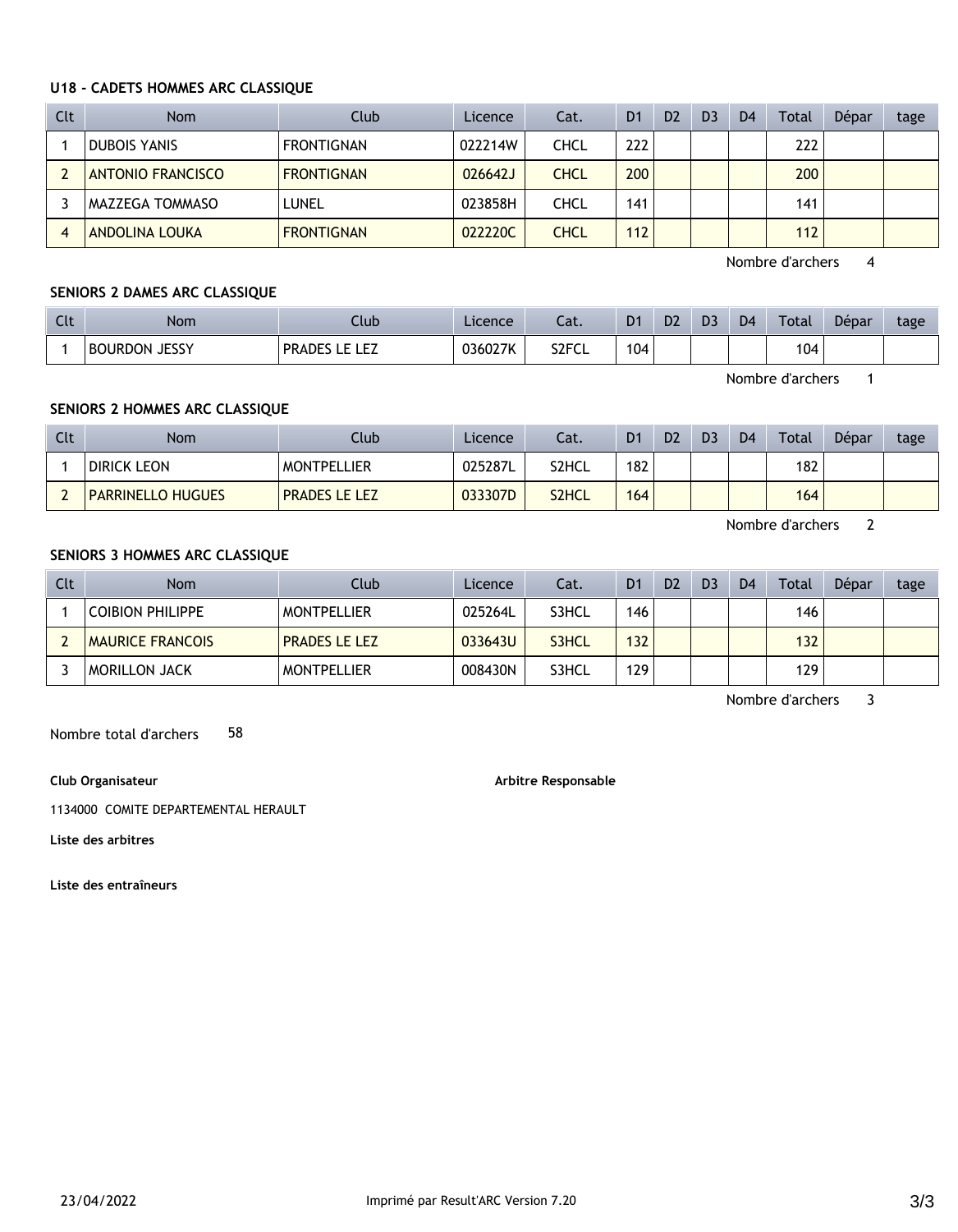### U18 - CADETS HOMMES ARC CLASSIQUE

| Clt | Nom | Club | Licence | Cat. | D1 | D2 | D3 | D4 | Total | Dépar | tage |
|---|---|---|---|---|---|---|---|---|---|---|---|
| 1 | DUBOIS YANIS | FRONTIGNAN | 022214W | CHCL | 222 | | | | 222 | | |
| 2 | ANTONIO FRANCISCO | FRONTIGNAN | 026642J | CHCL | 200 | | | | 200 | | |
| 3 | MAZZEGA TOMMASO | LUNEL | 023858H | CHCL | 141 | | | | 141 | | |
| 4 | ANDOLINA LOUKA | FRONTIGNAN | 022220C | CHCL | 112 | | | | 112 | | |

Nombre d'archers 4

### SENIORS 2 DAMES ARC CLASSIQUE

| Clt | Nom | Club | Licence | Cat. | D1 | D2 | D3 | D4 | Total | Dépar | tage |
|---|---|---|---|---|---|---|---|---|---|---|---|
| 1 | BOURDON JESSY | PRADES LE LEZ | 036027K | S2FCL | 104 | | | | 104 | | |

Nombre d'archers 1

### SENIORS 2 HOMMES ARC CLASSIQUE

| Clt | Nom | Club | Licence | Cat. | D1 | D2 | D3 | D4 | Total | Dépar | tage |
|---|---|---|---|---|---|---|---|---|---|---|---|
| 1 | DIRICK LEON | MONTPELLIER | 025287L | S2HCL | 182 | | | | 182 | | |
| 2 | PARRINELLO HUGUES | PRADES LE LEZ | 033307D | S2HCL | 164 | | | | 164 | | |

Nombre d'archers 2

### SENIORS 3 HOMMES ARC CLASSIQUE

| Clt | Nom | Club | Licence | Cat. | D1 | D2 | D3 | D4 | Total | Dépar | tage |
|---|---|---|---|---|---|---|---|---|---|---|---|
| 1 | COIBION PHILIPPE | MONTPELLIER | 025264L | S3HCL | 146 | | | | 146 | | |
| 2 | MAURICE FRANCOIS | PRADES LE LEZ | 033643U | S3HCL | 132 | | | | 132 | | |
| 3 | MORILLON JACK | MONTPELLIER | 008430N | S3HCL | 129 | | | | 129 | | |

Nombre d'archers 3

Nombre total d'archers 58

**Club Organisateur**

1134000 COMITE DEPARTEMENTAL HERAULT

**Arbitre Responsable**

**Liste des arbitres**

**Liste des entraîneurs**

23/04/2022 Imprimé par Result'ARC Version 7.20